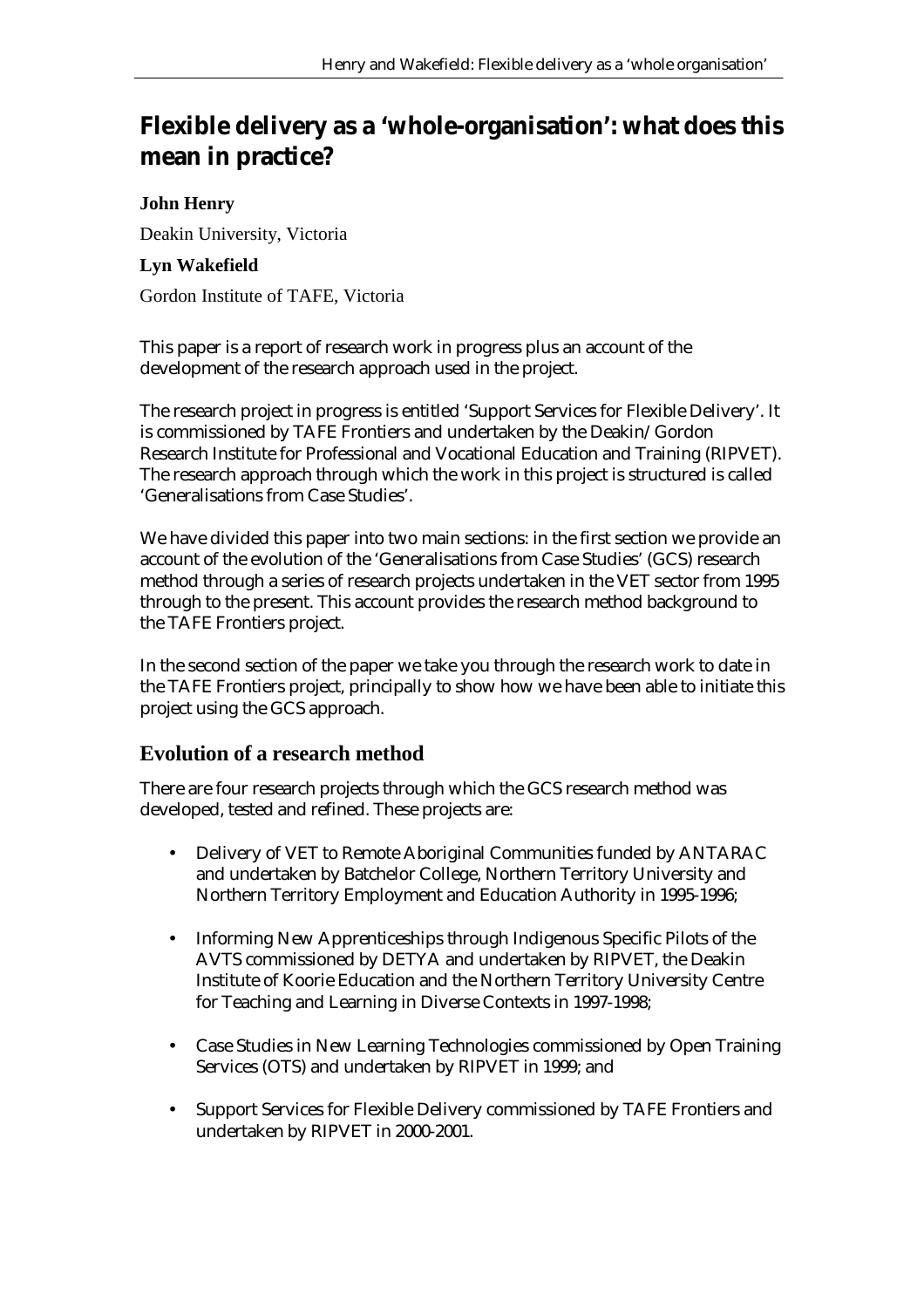# Flexible delivery as a 'whole-organisation': what does this mean in practice?

**John Henry**

Deakin University, Victoria

**Lyn Wakefield**

Gordon Institute of TAFE, Victoria

This paper is a report of research work in progress plus an account of the development of the research approach used in the project.

The research project in progress is entitled 'Support Services for Flexible Delivery'. It is commissioned by TAFE Frontiers and undertaken by the Deakin/Gordon Research Institute for Professional and Vocational Education and Training (RIPVET). The research approach through which the work in this project is structured is called 'Generalisations from Case Studies'.

We have divided this paper into two main sections: in the first section we provide an account of the evolution of the 'Generalisations from Case Studies' (GCS) research method through a series of research projects undertaken in the VET sector from 1995 through to the present. This account provides the research method background to the TAFE Frontiers project.

In the second section of the paper we take you through the research work to date in the TAFE Frontiers project, principally to show how we have been able to initiate this project using the GCS approach.

## Evolution of a research method

There are four research projects through which the GCS research method was developed, tested and refined. These projects are:

- Delivery of VET to Remote Aboriginal Communities funded by ANTARAC and undertaken by Batchelor College, Northern Territory University and Northern Territory Employment and Education Authority in 1995-1996;
- Informing New Apprenticeships through Indigenous Specific Pilots of the AVTS commissioned by DETYA and undertaken by RIPVET, the Deakin Institute of Koorie Education and the Northern Territory University Centre for Teaching and Learning in Diverse Contexts in 1997-1998;
- Case Studies in New Learning Technologies commissioned by Open Training Services (OTS) and undertaken by RIPVET in 1999; and
- Support Services for Flexible Delivery commissioned by TAFE Frontiers and undertaken by RIPVET in 2000-2001.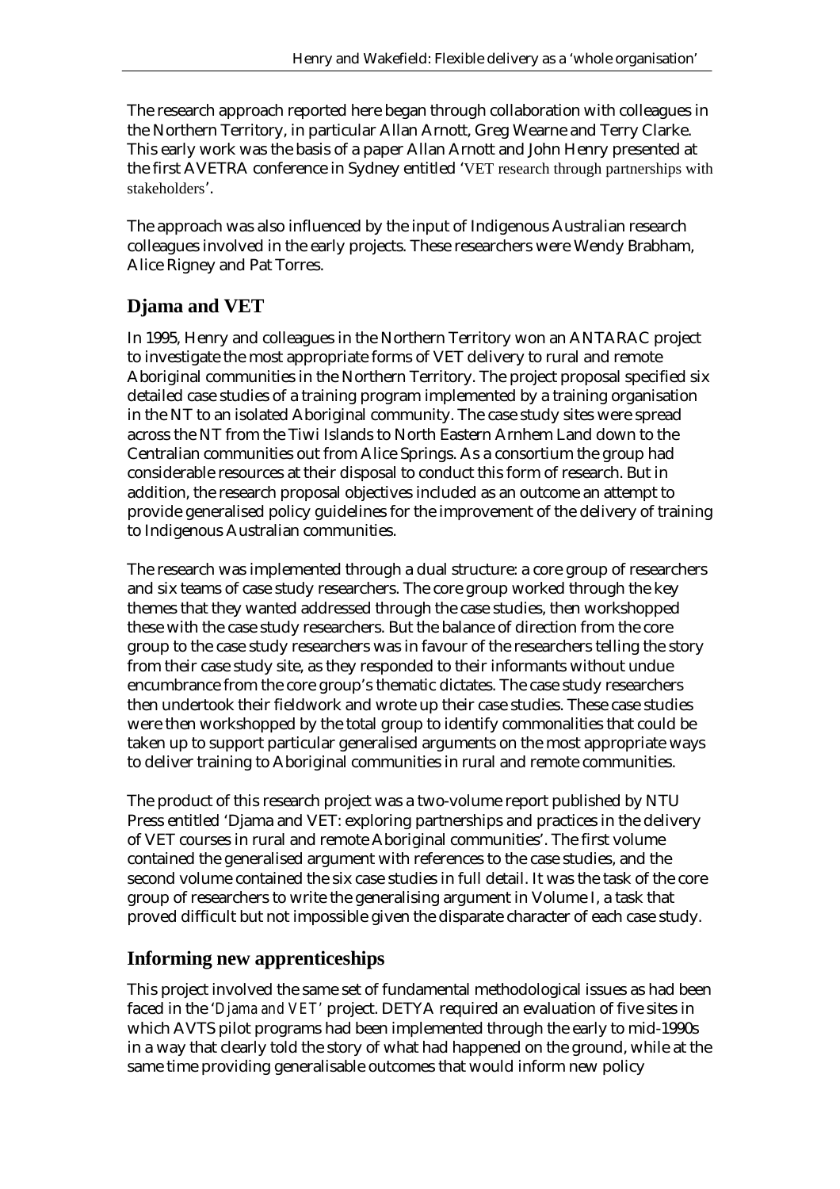The research approach reported here began through collaboration with colleagues in the Northern Territory, in particular Allan Arnott, Greg Wearne and Terry Clarke. This early work was the basis of a paper Allan Arnott and John Henry presented at the first AVETRA conference in Sydney entitled 'VET research through partnerships with stakeholders'.

The approach was also influenced by the input of Indigenous Australian research colleagues involved in the early projects. These researchers were Wendy Brabham, Alice Rigney and Pat Torres.

## Djama and VET

In 1995, Henry and colleagues in the Northern Territory won an ANTARAC project to investigate the most appropriate forms of VET delivery to rural and remote Aboriginal communities in the Northern Territory. The project proposal specified six detailed case studies of a training program implemented by a training organisation in the NT to an isolated Aboriginal community. The case study sites were spread across the NT from the Tiwi Islands to North Eastern Arnhem Land down to the Centralian communities out from Alice Springs. As a consortium the group had considerable resources at their disposal to conduct this form of research. But in addition, the research proposal objectives included as an outcome an attempt to provide generalised policy guidelines for the improvement of the delivery of training to Indigenous Australian communities.

The research was implemented through a dual structure: a core group of researchers and six teams of case study researchers. The core group worked through the key themes that they wanted addressed through the case studies, then workshopped these with the case study researchers. But the balance of direction from the core group to the case study researchers was in favour of the researchers telling the story from their case study site, as they responded to their informants without undue encumbrance from the core group's thematic dictates. The case study researchers then undertook their fieldwork and wrote up their case studies. These case studies were then workshopped by the total group to identify commonalities that could be taken up to support particular generalised arguments on the most appropriate ways to deliver training to Aboriginal communities in rural and remote communities.

The product of this research project was a two-volume report published by NTU Press entitled 'Djama and VET: exploring partnerships and practices in the delivery of VET courses in rural and remote Aboriginal communities'. The first volume contained the generalised argument with references to the case studies, and the second volume contained the six case studies in full detail. It was the task of the core group of researchers to write the generalising argument in Volume I, a task that proved difficult but not impossible given the disparate character of each case study.

## Informing new apprenticeships

This project involved the same set of fundamental methodological issues as had been faced in the '*Djama and VET*' project. DETYA required an evaluation of five sites in which AVTS pilot programs had been implemented through the early to mid-1990s in a way that clearly told the story of what had happened on the ground, while at the same time providing generalisable outcomes that would inform new policy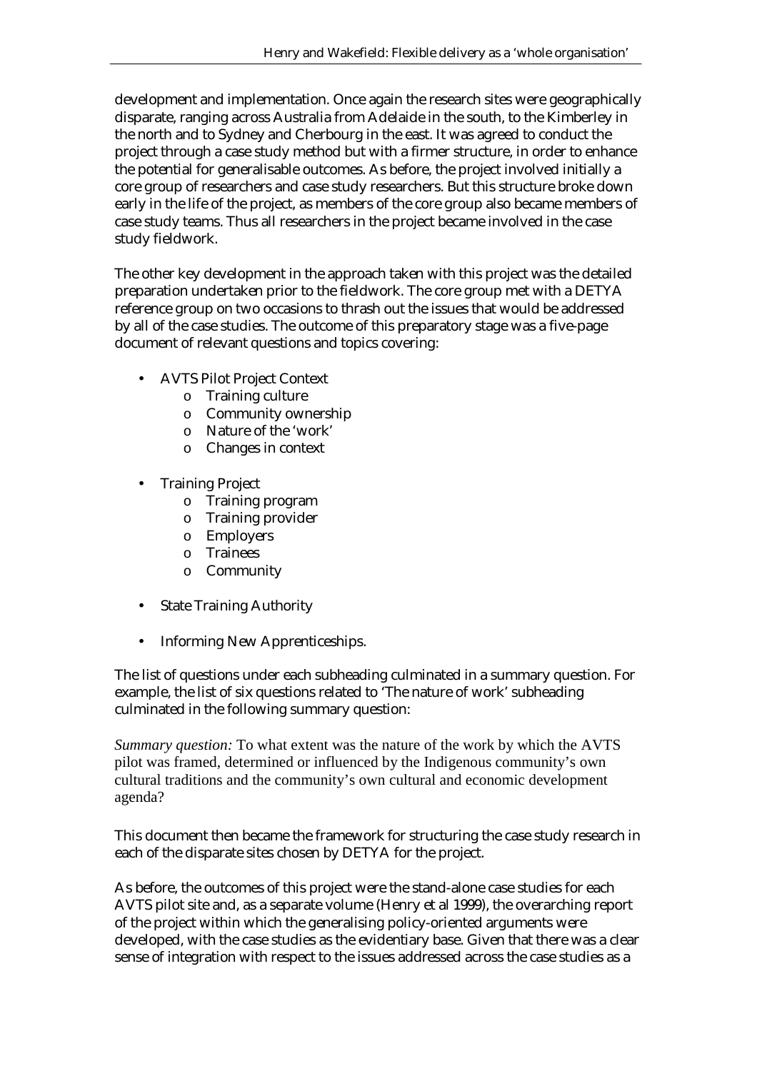development and implementation. Once again the research sites were geographically disparate, ranging across Australia from Adelaide in the south, to the Kimberley in the north and to Sydney and Cherbourg in the east. It was agreed to conduct the project through a case study method but with a firmer structure, in order to enhance the potential for generalisable outcomes. As before, the project involved initially a core group of researchers and case study researchers. But this structure broke down early in the life of the project, as members of the core group also became members of case study teams. Thus all researchers in the project became involved in the case study fieldwork.

The other key development in the approach taken with this project was the detailed preparation undertaken prior to the fieldwork. The core group met with a DETYA reference group on two occasions to thrash out the issues that would be addressed by all of the case studies. The outcome of this preparatory stage was a five-page document of relevant questions and topics covering:

- AVTS Pilot Project Context
  - Training culture
  - Community ownership
  - Nature of the 'work'
  - Changes in context
- Training Project
  - Training program
  - Training provider
  - Employers
  - Trainees
  - Community
- State Training Authority
- Informing New Apprenticeships.

The list of questions under each subheading culminated in a summary question. For example, the list of six questions related to 'The nature of work' subheading culminated in the following summary question:

*Summary question:* To what extent was the nature of the work by which the AVTS pilot was framed, determined or influenced by the Indigenous community's own cultural traditions and the community's own cultural and economic development agenda?

This document then became the framework for structuring the case study research in each of the disparate sites chosen by DETYA for the project.

As before, the outcomes of this project were the stand-alone case studies for each AVTS pilot site and, as a separate volume (Henry et al 1999), the overarching report of the project within which the generalising policy-oriented arguments were developed, with the case studies as the evidentiary base. Given that there was a clear sense of integration with respect to the issues addressed across the case studies as a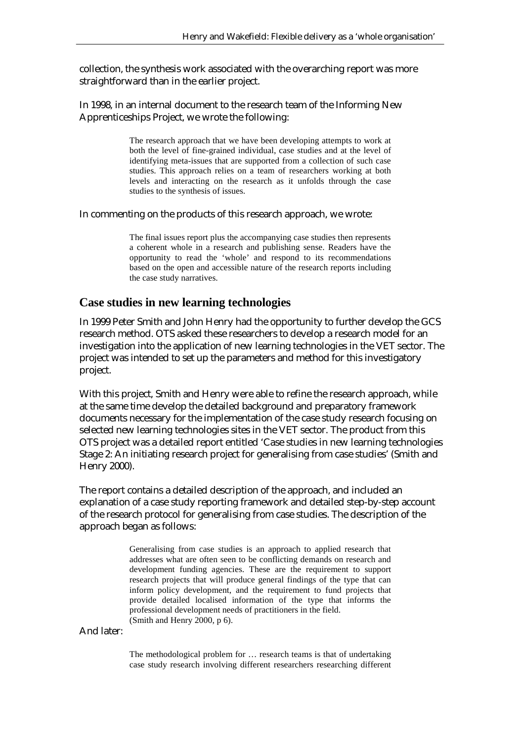collection, the synthesis work associated with the overarching report was more straightforward than in the earlier project.

In 1998, in an internal document to the research team of the Informing New Apprenticeships Project, we wrote the following:

> The research approach that we have been developing attempts to work at both the level of fine-grained individual, case studies and at the level of identifying meta-issues that are supported from a collection of such case studies. This approach relies on a team of researchers working at both levels and interacting on the research as it unfolds through the case studies to the synthesis of issues.

In commenting on the products of this research approach, we wrote:

> The final issues report plus the accompanying case studies then represents a coherent whole in a research and publishing sense. Readers have the opportunity to read the 'whole' and respond to its recommendations based on the open and accessible nature of the research reports including the case study narratives.

## Case studies in new learning technologies

In 1999 Peter Smith and John Henry had the opportunity to further develop the GCS research method. OTS asked these researchers to develop a research model for an investigation into the application of new learning technologies in the VET sector. The project was intended to set up the parameters and method for this investigatory project.

With this project, Smith and Henry were able to refine the research approach, while at the same time develop the detailed background and preparatory framework documents necessary for the implementation of the case study research focusing on selected new learning technologies sites in the VET sector. The product from this OTS project was a detailed report entitled 'Case studies in new learning technologies Stage 2: An initiating research project for generalising from case studies' (Smith and Henry 2000).

The report contains a detailed description of the approach, and included an explanation of a case study reporting framework and detailed step-by-step account of the research protocol for generalising from case studies. The description of the approach began as follows:

> Generalising from case studies is an approach to applied research that addresses what are often seen to be conflicting demands on research and development funding agencies. These are the requirement to support research projects that will produce general findings of the type that can inform policy development, and the requirement to fund projects that provide detailed localised information of the type that informs the professional development needs of practitioners in the field.
> (Smith and Henry 2000, p 6).

And later:

> The methodological problem for … research teams is that of undertaking case study research involving different researchers researching different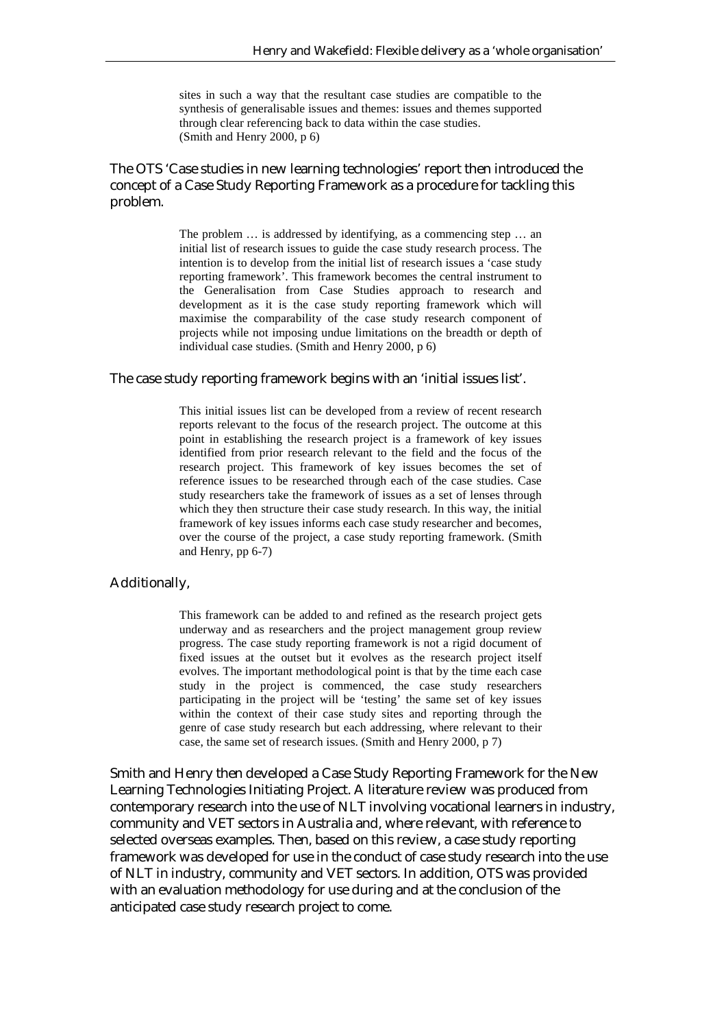> sites in such a way that the resultant case studies are compatible to the synthesis of generalisable issues and themes: issues and themes supported through clear referencing back to data within the case studies. (Smith and Henry 2000, p 6)

The OTS 'Case studies in new learning technologies' report then introduced the concept of a Case Study Reporting Framework as a procedure for tackling this problem.

> The problem … is addressed by identifying, as a commencing step … an initial list of research issues to guide the case study research process. The intention is to develop from the initial list of research issues a 'case study reporting framework'. This framework becomes the central instrument to the Generalisation from Case Studies approach to research and development as it is the case study reporting framework which will maximise the comparability of the case study research component of projects while not imposing undue limitations on the breadth or depth of individual case studies. (Smith and Henry 2000, p 6)

The case study reporting framework begins with an 'initial issues list'.

> This initial issues list can be developed from a review of recent research reports relevant to the focus of the research project. The outcome at this point in establishing the research project is a framework of key issues identified from prior research relevant to the field and the focus of the research project. This framework of key issues becomes the set of reference issues to be researched through each of the case studies. Case study researchers take the framework of issues as a set of lenses through which they then structure their case study research. In this way, the initial framework of key issues informs each case study researcher and becomes, over the course of the project, a case study reporting framework. (Smith and Henry, pp 6-7)

Additionally,

> This framework can be added to and refined as the research project gets underway and as researchers and the project management group review progress. The case study reporting framework is not a rigid document of fixed issues at the outset but it evolves as the research project itself evolves. The important methodological point is that by the time each case study in the project is commenced, the case study researchers participating in the project will be 'testing' the same set of key issues within the context of their case study sites and reporting through the genre of case study research but each addressing, where relevant to their case, the same set of research issues. (Smith and Henry 2000, p 7)

Smith and Henry then developed a Case Study Reporting Framework for the New Learning Technologies Initiating Project. A literature review was produced from contemporary research into the use of NLT involving vocational learners in industry, community and VET sectors in Australia and, where relevant, with reference to selected overseas examples. Then, based on this review, a case study reporting framework was developed for use in the conduct of case study research into the use of NLT in industry, community and VET sectors. In addition, OTS was provided with an evaluation methodology for use during and at the conclusion of the anticipated case study research project to come.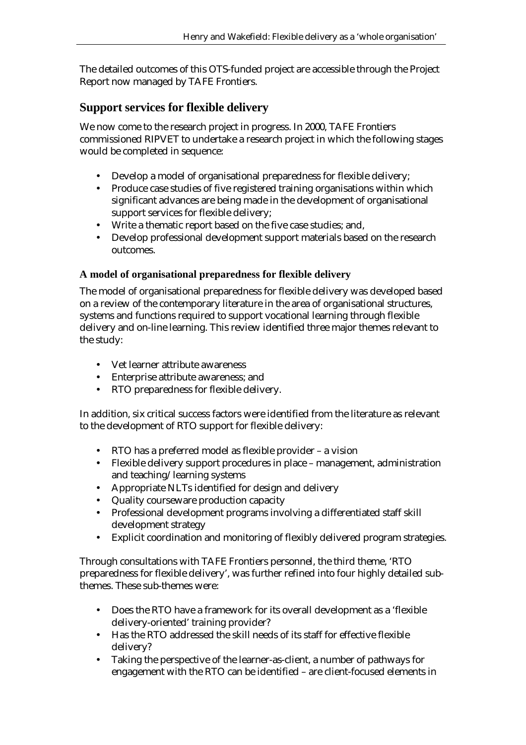The detailed outcomes of this OTS-funded project are accessible through the Project Report now managed by TAFE Frontiers.

## Support services for flexible delivery

We now come to the research project in progress. In 2000, TAFE Frontiers commissioned RIPVET to undertake a research project in which the following stages would be completed in sequence:

- Develop a model of organisational preparedness for flexible delivery;
- Produce case studies of five registered training organisations within which significant advances are being made in the development of organisational support services for flexible delivery;
- Write a thematic report based on the five case studies; and,
- Develop professional development support materials based on the research outcomes.

### A model of organisational preparedness for flexible delivery

The model of organisational preparedness for flexible delivery was developed based on a review of the contemporary literature in the area of organisational structures, systems and functions required to support vocational learning through flexible delivery and on-line learning. This review identified three major themes relevant to the study:

- Vet learner attribute awareness
- Enterprise attribute awareness; and
- RTO preparedness for flexible delivery.

In addition, six critical success factors were identified from the literature as relevant to the development of RTO support for flexible delivery:

- RTO has a preferred model as flexible provider – a vision
- Flexible delivery support procedures in place – management, administration and teaching/learning systems
- Appropriate NLTs identified for design and delivery
- Quality courseware production capacity
- Professional development programs involving a differentiated staff skill development strategy
- Explicit coordination and monitoring of flexibly delivered program strategies.

Through consultations with TAFE Frontiers personnel, the third theme, 'RTO preparedness for flexible delivery', was further refined into four highly detailed sub-themes. These sub-themes were:

- Does the RTO have a framework for its overall development as a 'flexible delivery-oriented' training provider?
- Has the RTO addressed the skill needs of its staff for effective flexible delivery?
- Taking the perspective of the learner-as-client, a number of pathways for engagement with the RTO can be identified – are client-focused elements in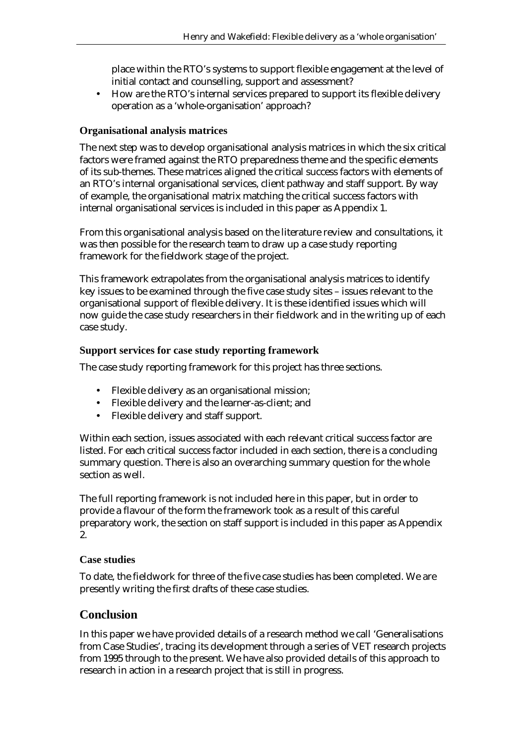place within the RTO's systems to support flexible engagement at the level of initial contact and counselling, support and assessment?

- How are the RTO's internal services prepared to support its flexible delivery operation as a 'whole-organisation' approach?

### Organisational analysis matrices

The next step was to develop organisational analysis matrices in which the six critical factors were framed against the RTO preparedness theme and the specific elements of its sub-themes. These matrices aligned the critical success factors with elements of an RTO's internal organisational services, client pathway and staff support. By way of example, the organisational matrix matching the critical success factors with internal organisational services is included in this paper as Appendix 1.

From this organisational analysis based on the literature review and consultations, it was then possible for the research team to draw up a case study reporting framework for the fieldwork stage of the project.

This framework extrapolates from the organisational analysis matrices to identify key issues to be examined through the five case study sites – issues relevant to the organisational support of flexible delivery. It is these identified issues which will now guide the case study researchers in their fieldwork and in the writing up of each case study.

### Support services for case study reporting framework

The case study reporting framework for this project has three sections.

- Flexible delivery as an organisational mission;
- Flexible delivery and the learner-as-client; and
- Flexible delivery and staff support.

Within each section, issues associated with each relevant critical success factor are listed. For each critical success factor included in each section, there is a concluding summary question. There is also an overarching summary question for the whole section as well.

The full reporting framework is not included here in this paper, but in order to provide a flavour of the form the framework took as a result of this careful preparatory work, the section on staff support is included in this paper as Appendix 2.

### Case studies

To date, the fieldwork for three of the five case studies has been completed. We are presently writing the first drafts of these case studies.

## Conclusion

In this paper we have provided details of a research method we call 'Generalisations from Case Studies', tracing its development through a series of VET research projects from 1995 through to the present. We have also provided details of this approach to research in action in a research project that is still in progress.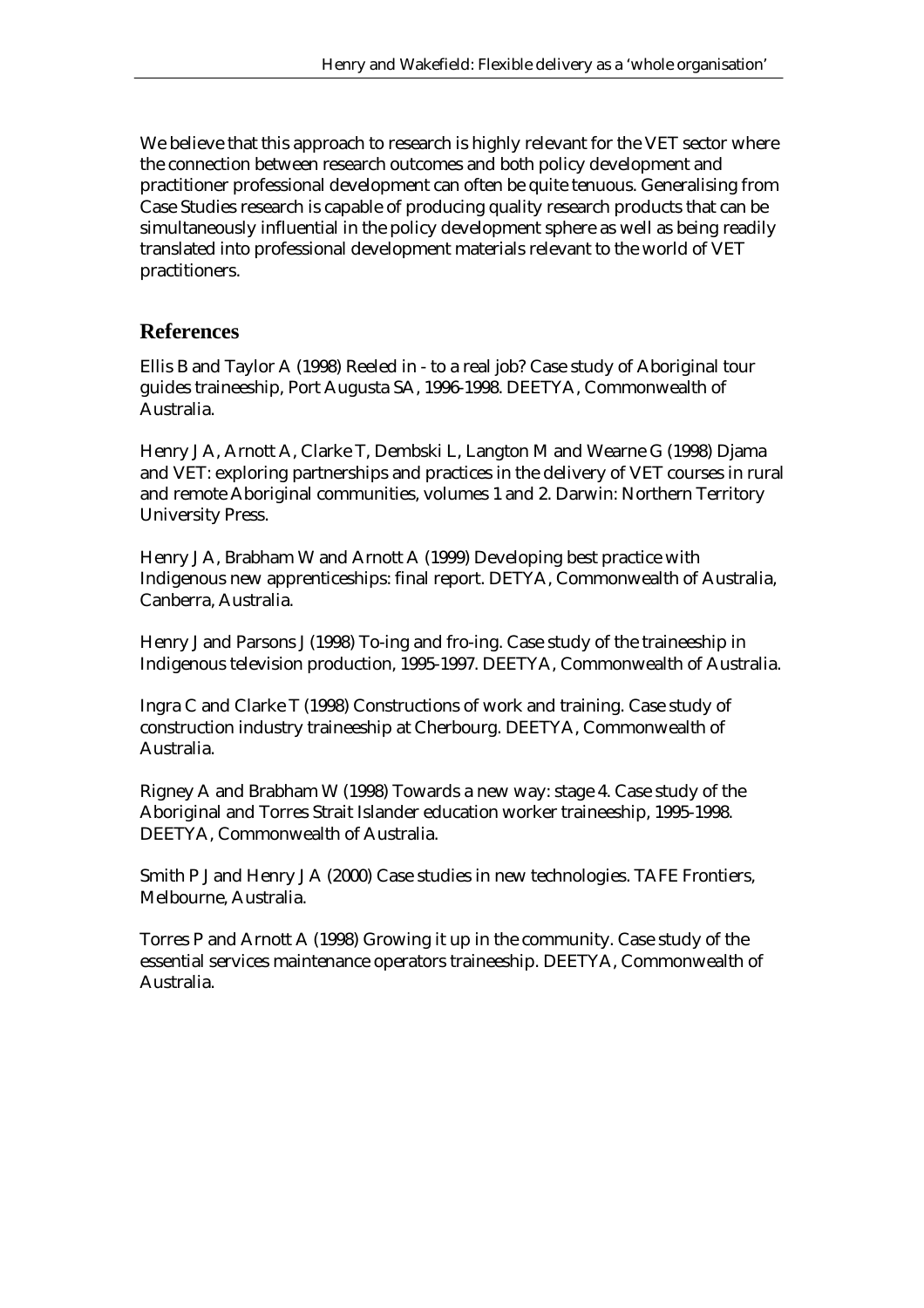We believe that this approach to research is highly relevant for the VET sector where the connection between research outcomes and both policy development and practitioner professional development can often be quite tenuous. Generalising from Case Studies research is capable of producing quality research products that can be simultaneously influential in the policy development sphere as well as being readily translated into professional development materials relevant to the world of VET practitioners.

## References

Ellis B and Taylor A (1998) Reeled in - to a real job? Case study of Aboriginal tour guides traineeship, Port Augusta SA, 1996-1998. DEETYA, Commonwealth of Australia.

Henry J A, Arnott A, Clarke T, Dembski L, Langton M and Wearne G (1998) Djama and VET: exploring partnerships and practices in the delivery of VET courses in rural and remote Aboriginal communities, volumes 1 and 2. Darwin: Northern Territory University Press.

Henry J A, Brabham W and Arnott A (1999) Developing best practice with Indigenous new apprenticeships: final report. DETYA, Commonwealth of Australia, Canberra, Australia.

Henry J and Parsons J (1998) To-ing and fro-ing. Case study of the traineeship in Indigenous television production, 1995-1997. DEETYA, Commonwealth of Australia.

Ingra C and Clarke T (1998) Constructions of work and training. Case study of construction industry traineeship at Cherbourg. DEETYA, Commonwealth of Australia.

Rigney A and Brabham W (1998) Towards a new way: stage 4. Case study of the Aboriginal and Torres Strait Islander education worker traineeship, 1995-1998. DEETYA, Commonwealth of Australia.

Smith P J and Henry J A (2000) Case studies in new technologies. TAFE Frontiers, Melbourne, Australia.

Torres P and Arnott A (1998) Growing it up in the community. Case study of the essential services maintenance operators traineeship. DEETYA, Commonwealth of Australia.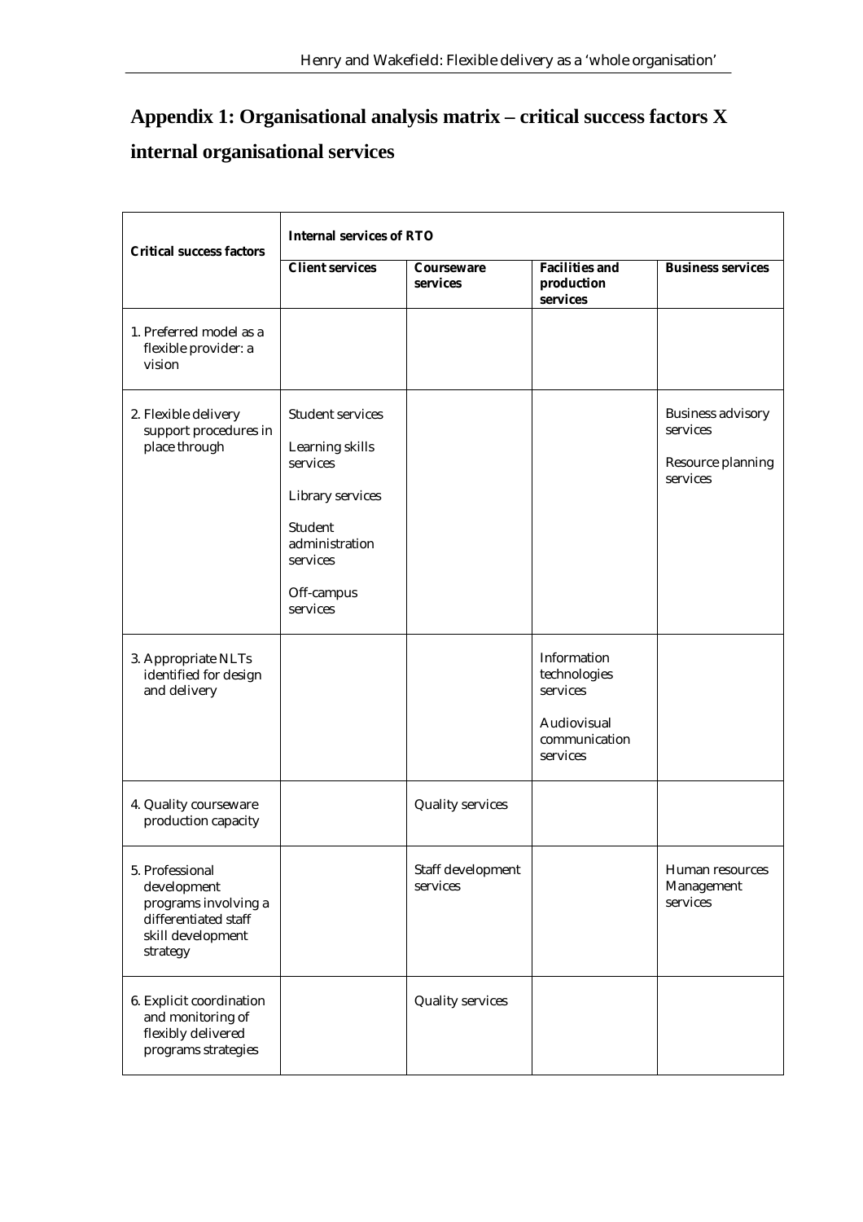## Appendix 1: Organisational analysis matrix – critical success factors X internal organisational services

| Critical success factors | Internal services of RTO | | | |
|---|---|---|---|---|
| | **Client services** | **Courseware services** | **Facilities and production services** | **Business services** |
| 1. Preferred model as a flexible provider: a vision | | | | |
| 2. Flexible delivery support procedures in place through | Student services<br><br>Learning skills services<br><br>Library services<br><br>Student administration services<br><br>Off-campus services | | | Business advisory services<br><br>Resource planning services |
| 3. Appropriate NLTs identified for design and delivery | | | Information technologies services<br><br>Audiovisual communication services | |
| 4. Quality courseware production capacity | | Quality services | | |
| 5. Professional development programs involving a differentiated staff skill development strategy | | Staff development services | | Human resources Management services |
| 6. Explicit coordination and monitoring of flexibly delivered programs strategies | | Quality services | | |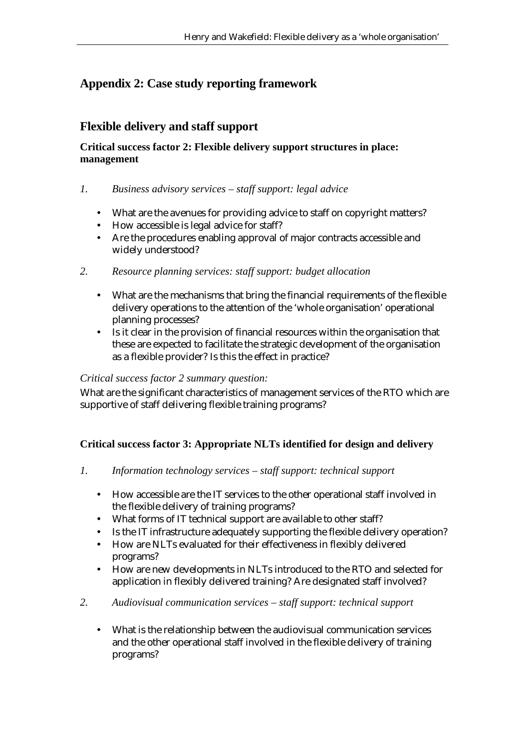## Appendix 2: Case study reporting framework

## Flexible delivery and staff support

### Critical success factor 2: Flexible delivery support structures in place: management

*1. Business advisory services – staff support: legal advice*

- What are the avenues for providing advice to staff on copyright matters?
- How accessible is legal advice for staff?
- Are the procedures enabling approval of major contracts accessible and widely understood?

*2. Resource planning services: staff support: budget allocation*

- What are the mechanisms that bring the financial requirements of the flexible delivery operations to the attention of the 'whole organisation' operational planning processes?
- Is it clear in the provision of financial resources within the organisation that these are expected to facilitate the strategic development of the organisation as a flexible provider? Is this the effect in practice?

*Critical success factor 2 summary question:*

What are the significant characteristics of management services of the RTO which are supportive of staff delivering flexible training programs?

### Critical success factor 3: Appropriate NLTs identified for design and delivery

*1. Information technology services – staff support: technical support*

- How accessible are the IT services to the other operational staff involved in the flexible delivery of training programs?
- What forms of IT technical support are available to other staff?
- Is the IT infrastructure adequately supporting the flexible delivery operation?
- How are NLTs evaluated for their effectiveness in flexibly delivered programs?
- How are new developments in NLTs introduced to the RTO and selected for application in flexibly delivered training? Are designated staff involved?

*2. Audiovisual communication services – staff support: technical support*

- What is the relationship between the audiovisual communication services and the other operational staff involved in the flexible delivery of training programs?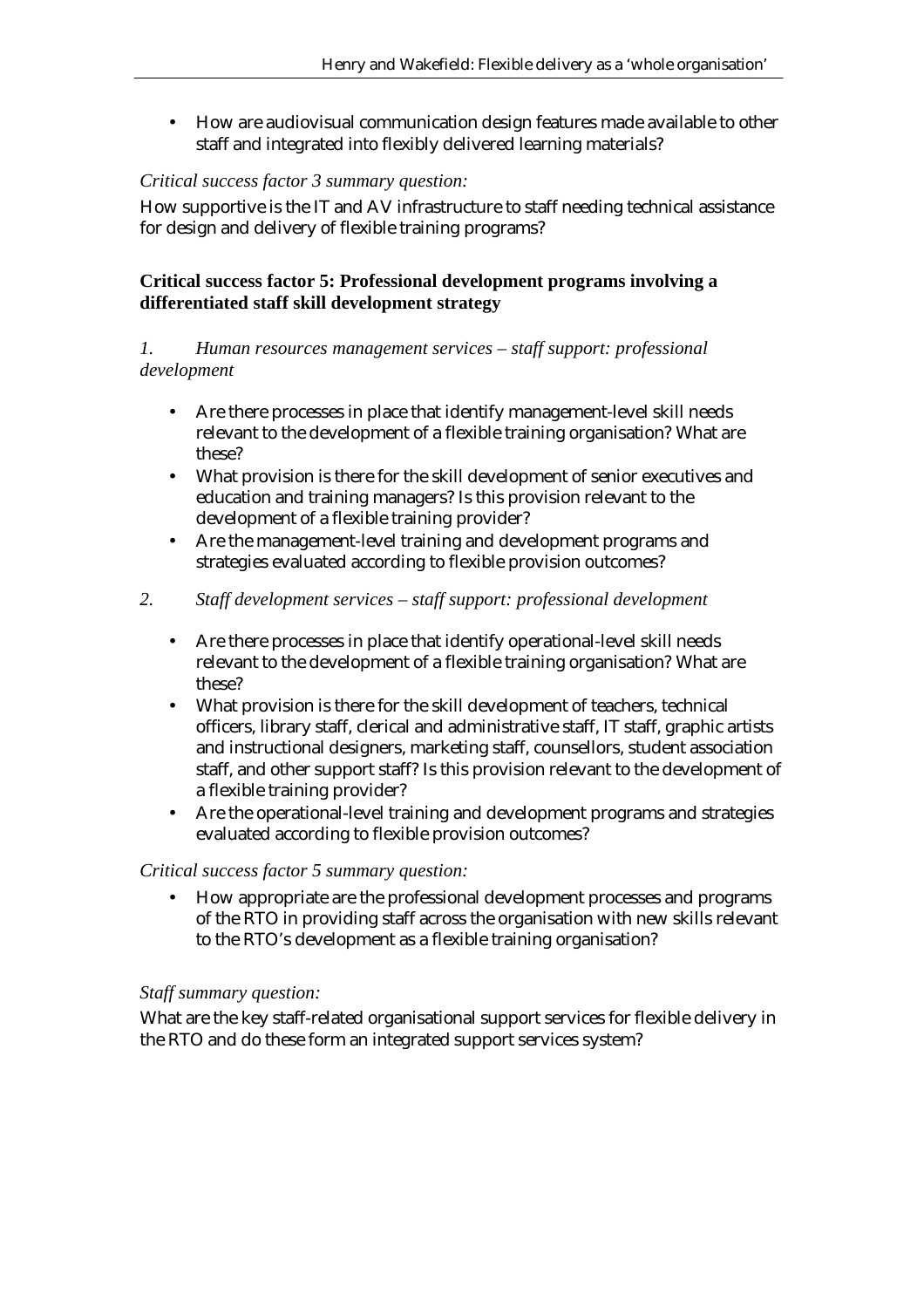- How are audiovisual communication design features made available to other staff and integrated into flexibly delivered learning materials?

*Critical success factor 3 summary question:*

How supportive is the IT and AV infrastructure to staff needing technical assistance for design and delivery of flexible training programs?

### Critical success factor 5: Professional development programs involving a differentiated staff skill development strategy

*1. Human resources management services – staff support: professional development*

- Are there processes in place that identify management-level skill needs relevant to the development of a flexible training organisation? What are these?
- What provision is there for the skill development of senior executives and education and training managers? Is this provision relevant to the development of a flexible training provider?
- Are the management-level training and development programs and strategies evaluated according to flexible provision outcomes?

*2. Staff development services – staff support: professional development*

- Are there processes in place that identify operational-level skill needs relevant to the development of a flexible training organisation? What are these?
- What provision is there for the skill development of teachers, technical officers, library staff, clerical and administrative staff, IT staff, graphic artists and instructional designers, marketing staff, counsellors, student association staff, and other support staff? Is this provision relevant to the development of a flexible training provider?
- Are the operational-level training and development programs and strategies evaluated according to flexible provision outcomes?

*Critical success factor 5 summary question:*

- How appropriate are the professional development processes and programs of the RTO in providing staff across the organisation with new skills relevant to the RTO's development as a flexible training organisation?

*Staff summary question:*

What are the key staff-related organisational support services for flexible delivery in the RTO and do these form an integrated support services system?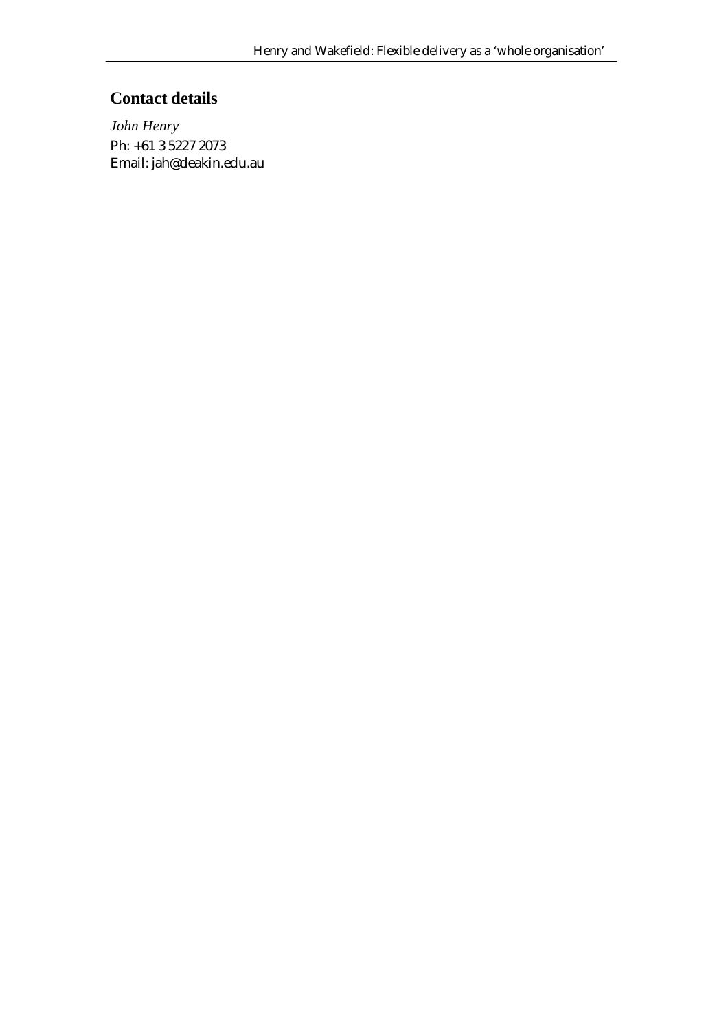## Contact details

*John Henry*
Ph: +61 3 5227 2073
Email: jah@deakin.edu.au